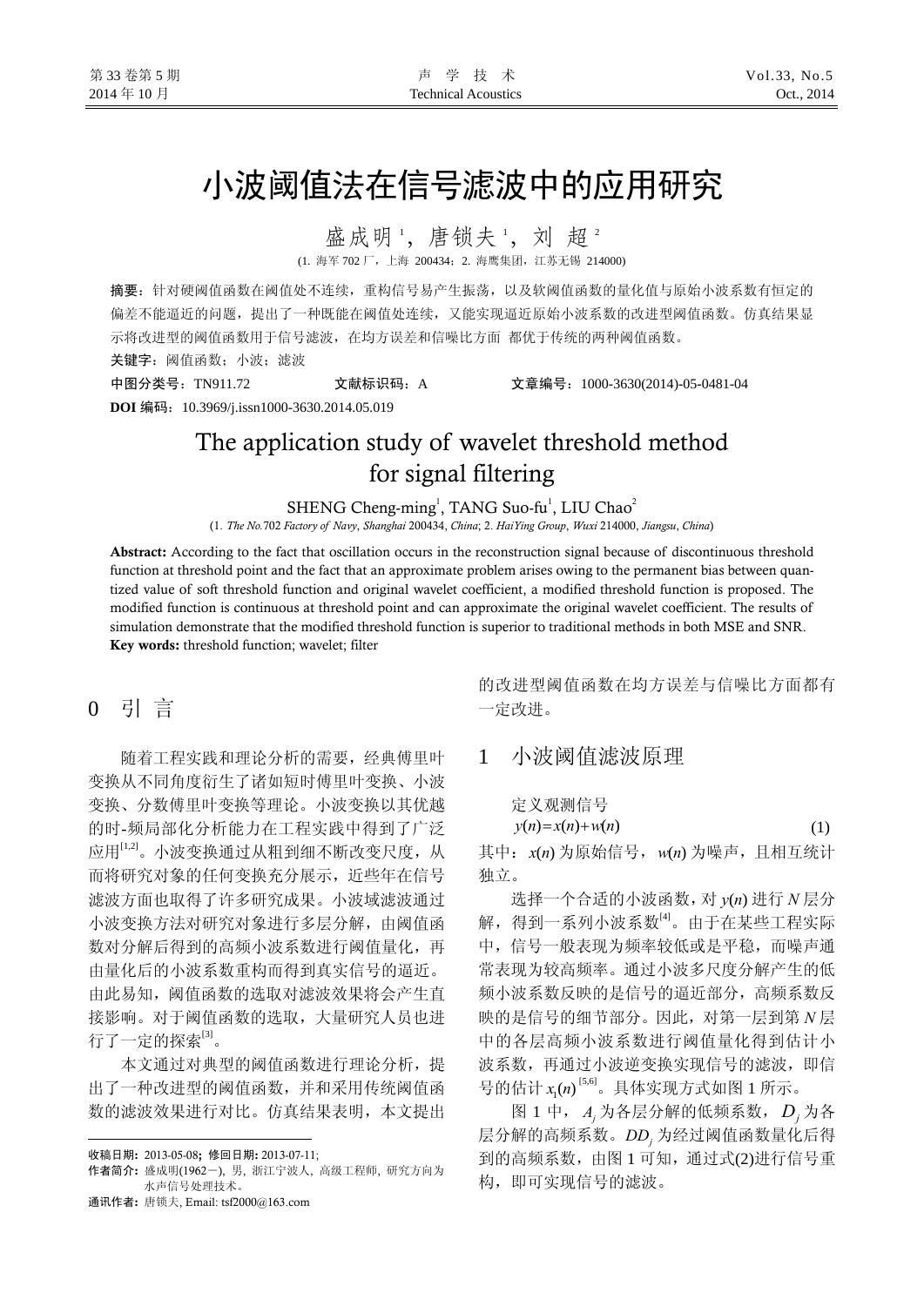# 小波阈值法在信号滤波中的应用研究

盛成明[1]，唐锁夫[1]，刘 超[2]

(1. 海军 702 厂，上海 200434；2. 海鹰集团，江苏无锡 214000)

**摘要**：针对硬阈值函数在阈值处不连续，重构信号易产生振荡，以及软阈值函数的量化值与原始小波系数有恒定的偏差不能逼近的问题，提出了一种既能在阈值处连续，又能实现逼近原始小波系数的改进型阈值函数。仿真结果显示将改进型的阈值函数用于信号滤波，在均方误差和信噪比方面 都优于传统的两种阈值函数。

**关键字**：阈值函数；小波；滤波

**中图分类号**：TN911.72　　**文献标识码**：A　　**文章编号**：1000-3630(2014)-05-0481-04

**DOI 编码**：10.3969/j.issn1000-3630.2014.05.019

# The application study of wavelet threshold method for signal filtering

SHENG Cheng-ming[1], TANG Suo-fu[1], LIU Chao[2]

(1. *The No.*702 *Factory of Navy*, *Shanghai* 200434, *China*; 2. *HaiYing Group*, *Wuxi* 214000, *Jiangsu*, *China*)

**Abstract:** According to the fact that oscillation occurs in the reconstruction signal because of discontinuous threshold function at threshold point and the fact that an approximate problem arises owing to the permanent bias between quantized value of soft threshold function and original wavelet coefficient, a modified threshold function is proposed. The modified function is continuous at threshold point and can approximate the original wavelet coefficient. The results of simulation demonstrate that the modified threshold function is superior to traditional methods in both MSE and SNR.

**Key words:** threshold function; wavelet; filter

## 0 引 言

随着工程实践和理论分析的需要，经典傅里叶变换从不同角度衍生了诸如短时傅里叶变换、小波变换、分数傅里叶变换等理论。小波变换以其优越的时-频局部化分析能力在工程实践中得到了广泛应用[1,2]。小波变换通过从粗到细不断改变尺度，从而将研究对象的任何变换充分展示，近些年在信号滤波方面也取得了许多研究成果。小波域滤波通过小波变换方法对研究对象进行多层分解，由阈值函数对分解后得到的高频小波系数进行阈值量化，再由量化后的小波系数重构而得到真实信号的逼近。由此易知，阈值函数的选取对滤波效果将会产生直接影响。对于阈值函数的选取，大量研究人员也进行了一定的探索[3]。

本文通过对典型的阈值函数进行理论分析，提出了一种改进型的阈值函数，并和采用传统阈值函数的滤波效果进行对比。仿真结果表明，本文提出的改进型阈值函数在均方误差与信噪比方面都有一定改进。

## 1 小波阈值滤波原理

定义观测信号

$$y(n)=x(n)+w(n) \tag{1}$$

其中：$x(n)$ 为原始信号，$w(n)$ 为噪声，且相互统计独立。

选择一个合适的小波函数，对 $y(n)$ 进行 $N$ 层分解，得到一系列小波系数[4]。由于在某些工程实际中，信号一般表现为频率较低或是平稳，而噪声通常表现为较高频率。通过小波多尺度分解产生的低频小波系数反映的是信号的逼近部分，高频系数反映的是信号的细节部分。因此，对第一层到第 $N$ 层中的各层高频小波系数进行阈值量化得到估计小波系数，再通过小波逆变换实现信号的滤波，即信号的估计 $x_1(n)$ [5,6]。具体实现方式如图 1 所示。

图 1 中，$A_j$ 为各层分解的低频系数，$D_j$ 为各层分解的高频系数。$DD_j$ 为经过阈值函数量化后得到的高频系数，由图 1 可知，通过式(2)进行信号重构，即可实现信号的滤波。

---

收稿日期：2013-05-08；修回日期：2013-07-11;

作者简介：盛成明(1962－), 男, 浙江宁波人, 高级工程师, 研究方向为水声信号处理技术。

通讯作者：唐锁夫, Email: tsf2000@163.com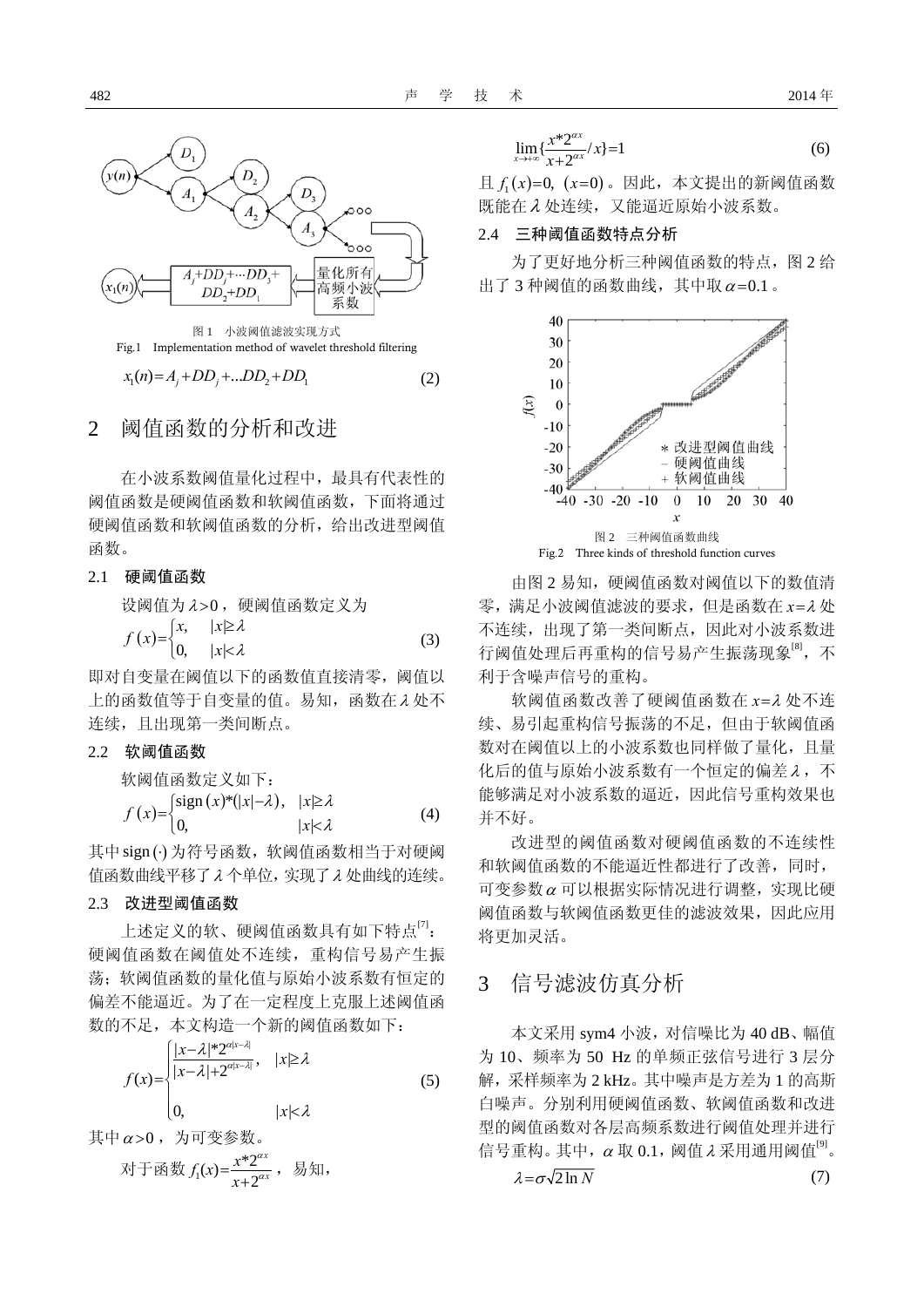图 1 小波阈值滤波实现方式
Fig.1 Implementation method of wavelet threshold filtering

$$x_1(n)=A_j+DD_j+...DD_2+DD_1 \tag{2}$$

## 2 阈值函数的分析和改进

在小波系数阈值量化过程中，最具有代表性的阈值函数是硬阈值函数和软阈值函数，下面将通过硬阈值函数和软阈值函数的分析，给出改进型阈值函数。

### 2.1 硬阈值函数

设阈值为 $\lambda>0$，硬阈值函数定义为

$$f(x)=\begin{cases} x, & |x|\geq\lambda \\ 0, & |x|<\lambda \end{cases} \tag{3}$$

即对自变量在阈值以下的函数值直接清零，阈值以上的函数值等于自变量的值。易知，函数在 $\lambda$ 处不连续，且出现第一类间断点。

### 2.2 软阈值函数

软阈值函数定义如下：

$$f(x)=\begin{cases} \text{sign}(x)*(|x|-\lambda), & |x|\geq\lambda \\ 0, & |x|<\lambda \end{cases} \tag{4}$$

其中 $\text{sign}(\cdot)$ 为符号函数，软阈值函数相当于对硬阈值函数曲线平移了 $\lambda$ 个单位，实现了 $\lambda$ 处曲线的连续。

### 2.3 改进型阈值函数

上述定义的软、硬阈值函数具有如下特点[7]：硬阈值函数在阈值处不连续，重构信号易产生振荡；软阈值函数的量化值与原始小波系数有恒定的偏差不能逼近。为了在一定程度上克服上述阈值函数的不足，本文构造一个新的阈值函数如下：

$$f(x)=\begin{cases} \dfrac{|x-\lambda|*2^{\alpha|x-\lambda|}}{|x-\lambda|+2^{\alpha|x-\lambda|}}, & |x|\geq\lambda \\ 0, & |x|<\lambda \end{cases} \tag{5}$$

其中 $\alpha>0$，为可变参数。

对于函数 $f_1(x)=\dfrac{x*2^{\alpha x}}{x+2^{\alpha x}}$，易知，

$$\lim_{x\to+\infty}\{\frac{x*2^{\alpha x}}{x+2^{\alpha x}}/x\}=1 \tag{6}$$

且 $f_1(x)=0,\ (x=0)$。因此，本文提出的新阈值函数既能在 $\lambda$ 处连续，又能逼近原始小波系数。

### 2.4 三种阈值函数特点分析

为了更好地分析三种阈值函数的特点，图 2 给出了 3 种阈值的函数曲线，其中取 $\alpha=0.1$。

图 2 三种阈值函数曲线
Fig.2 Three kinds of threshold function curves

由图 2 易知，硬阈值函数对阈值以下的数值清零，满足小波阈值滤波的要求，但是函数在 $x=\lambda$ 处不连续，出现了第一类间断点，因此对小波系数进行阈值处理后再重构的信号易产生振荡现象[8]，不利于含噪声信号的重构。

软阈值函数改善了硬阈值函数在 $x=\lambda$ 处不连续、易引起重构信号振荡的不足，但由于软阈值函数对在阈值以上的小波系数也同样做了量化，且量化后的值与原始小波系数有一个恒定的偏差 $\lambda$，不能够满足对小波系数的逼近，因此信号重构效果也并不好。

改进型的阈值函数对硬阈值函数的不连续性和软阈值函数的不能逼近性都进行了改善，同时，可变参数 $\alpha$ 可以根据实际情况进行调整，实现比硬阈值函数与软阈值函数更佳的滤波效果，因此应用将更加灵活。

## 3 信号滤波仿真分析

本文采用 sym4 小波，对信噪比为 40 dB、幅值为 10、频率为 50 Hz 的单频正弦信号进行 3 层分解，采样频率为 2 kHz。其中噪声是方差为 1 的高斯白噪声。分别利用硬阈值函数、软阈值函数和改进型的阈值函数对各层高频系数进行阈值处理并进行信号重构。其中，$\alpha$ 取 0.1，阈值 $\lambda$ 采用通用阈值[9]。

$$\lambda=\sigma\sqrt{2\ln N} \tag{7}$$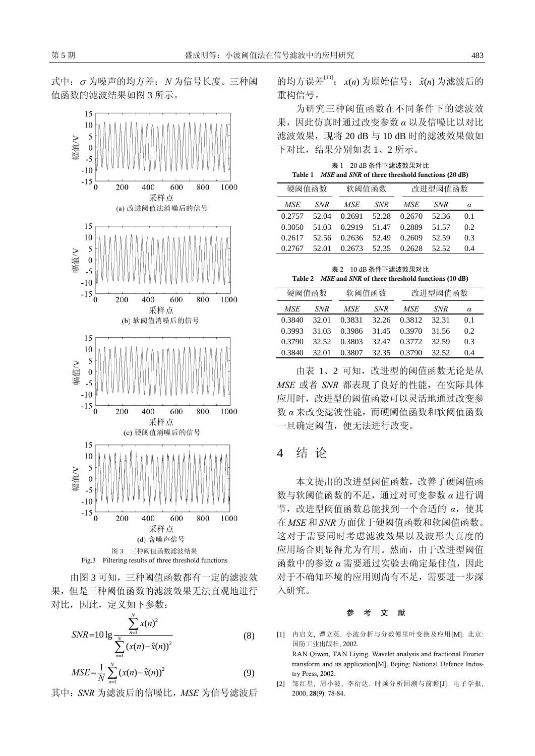式中：$\sigma$ 为噪声的均方差；$N$ 为信号长度。三种阈值函数的滤波结果如图 3 所示。

(a) 改进阈值法消噪后的信号

(b) 软阈值消噪后的信号

(c) 硬阈值消噪后的信号

(d) 含噪声信号

图 3 三种阈值函数滤波结果

Fig.3 Filtering results of three threshold functions

由图 3 可知，三种阈值函数都有一定的滤波效果，但是三种阈值函数的滤波效果无法直观地进行对比，因此，定义如下参数：

$$SNR = 10\lg\frac{\sum_{n=1}^{N}x(n)^2}{\sum_{n=1}^{N}(x(n)-\hat{x}(n))^2} \tag{8}$$

$$MSE = \frac{1}{N}\sum_{n=1}^{N}(x(n)-\hat{x}(n))^2 \tag{9}$$

其中：$SNR$ 为滤波后的信噪比，$MSE$ 为信号滤波后的均方误差[10]；$x(n)$ 为原始信号；$\hat{x}(n)$ 为滤波后的重构信号。

为研究三种阈值函数在不同条件下的滤波效果，因此仿真时通过改变参数 $\alpha$ 以及信噪比以对比滤波效果，现将 20 dB 与 10 dB 时的滤波效果做如下对比，结果分别如表 1、2 所示。

表 1 20 dB 条件下滤波效果对比

Table 1 *MSE* and *SNR* of three threshold functions (20 dB)

| 硬阈值函数 | | 软阈值函数 | | 改进型阈值函数 | | |
|---|---|---|---|---|---|---|
| *MSE* | *SNR* | *MSE* | *SNR* | *MSE* | *SNR* | $\alpha$ |
| 0.2757 | 52.04 | 0.2691 | 52.28 | 0.2670 | 52.36 | 0.1 |
| 0.3050 | 51.03 | 0.2919 | 51.47 | 0.2889 | 51.57 | 0.2 |
| 0.2617 | 52.56 | 0.2636 | 52.49 | 0.2609 | 52.59 | 0.3 |
| 0.2767 | 52.01 | 0.2673 | 52.35 | 0.2628 | 52.52 | 0.4 |

表 2 10 dB 条件下滤波效果对比

Table 2 *MSE* and *SNR* of three threshold functions (10 dB)

| 硬阈值函数 | | 软阈值函数 | | 改进型阈值函数 | | |
|---|---|---|---|---|---|---|
| *MSE* | *SNR* | *MSE* | *SNR* | *MSE* | *SNR* | $\alpha$ |
| 0.3840 | 32.01 | 0.3831 | 32.26 | 0.3812 | 32.31 | 0.1 |
| 0.3993 | 31.03 | 0.3986 | 31.45 | 0.3970 | 31.56 | 0.2 |
| 0.3790 | 32.52 | 0.3803 | 32.47 | 0.3772 | 32.59 | 0.3 |
| 0.3840 | 32.01 | 0.3807 | 32.35 | 0.3790 | 32.52 | 0.4 |

由表 1、2 可知，改进型的阈值函数无论是从 *MSE* 或者 *SNR* 都表现了良好的性能，在实际具体应用时，改进型的阈值函数可以灵活地通过改变参数 $\alpha$ 来改变滤波性能，而硬阈值函数和软阈值函数一旦确定阈值，便无法进行改变。

## 4 结 论

本文提出的改进型阈值函数，改善了硬阈值函数与软阈值函数的不足，通过对可变参数 $\alpha$ 进行调节，改进型阈值函数总能找到一个合适的 $\alpha$，使其在 *MSE* 和 *SNR* 方面优于硬阈值函数和软阈值函数。这对于需要同时考虑滤波效果以及波形失真度的应用场合则显得尤为有用。然而，由于改进型阈值函数中的参数 $\alpha$ 需要通过实验去确定最佳值，因此对于不确知环境的应用则尚有不足，需要进一步深入研究。

### 参 考 文 献

[1] 冉启文，谭立英. 小波分析与分数傅里叶变换及应用[M]. 北京: 国防工业出版社, 2002.
RAN Qiwen, TAN Liying. Wavelet analysis and fractional Fourier transform and its application[M]. Bejing: National Defence Industry Press, 2002.

[2] 邹红星，周小波，李衍达. 时频分析回溯与前瞻[J]. 电子学报, 2000, **28**(9): 78-84.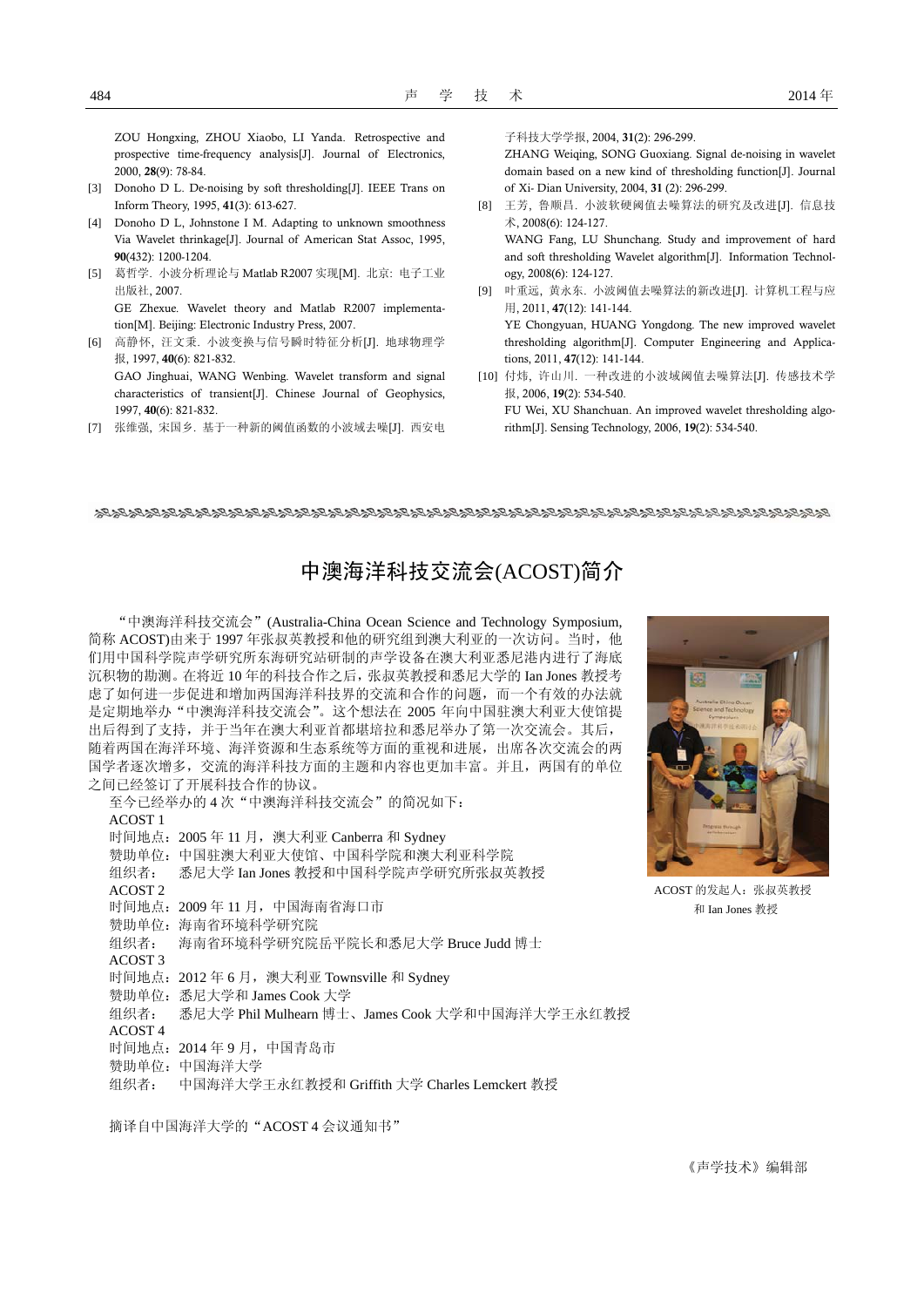ZOU Hongxing, ZHOU Xiaobo, LI Yanda. Retrospective and prospective time-frequency analysis[J]. Journal of Electronics, 2000, **28**(9): 78-84.

[3] Donoho D L. De-noising by soft thresholding[J]. IEEE Trans on Inform Theory, 1995, **41**(3): 613-627.

[4] Donoho D L, Johnstone I M. Adapting to unknown smoothness Via Wavelet thrinkage[J]. Journal of American Stat Assoc, 1995, **90**(432): 1200-1204.

[5] 葛哲学. 小波分析理论与 Matlab R2007 实现[M]. 北京: 电子工业出版社, 2007.
GE Zhexue. Wavelet theory and Matlab R2007 implementation[M]. Beijing: Electronic Industry Press, 2007.

[6] 高静怀, 汪文秉. 小波变换与信号瞬时特征分析[J]. 地球物理学报, 1997, **40**(6): 821-832.
GAO Jinghuai, WANG Wenbing. Wavelet transform and signal characteristics of transient[J]. Chinese Journal of Geophysics, 1997, **40**(6): 821-832.

[7] 张维强, 宋国乡. 基于一种新的阈值函数的小波域去噪[J]. 西安电子科技大学学报, 2004, **31**(2): 296-299.
ZHANG Weiqing, SONG Guoxiang. Signal de-noising in wavelet domain based on a new kind of thresholding function[J]. Journal of Xi- Dian University, 2004, **31** (2): 296-299.

[8] 王芳, 鲁顺昌. 小波软硬阈值去噪算法的研究及改进[J]. 信息技术, 2008(6): 124-127.
WANG Fang, LU Shunchang. Study and improvement of hard and soft thresholding Wavelet algorithm[J]. Information Technology, 2008(6): 124-127.

[9] 叶重远, 黄永东. 小波阈值去噪算法的新改进[J]. 计算机工程与应用, 2011, **47**(12): 141-144.
YE Chongyuan, HUANG Yongdong. The new improved wavelet thresholding algorithm[J]. Computer Engineering and Applications, 2011, **47**(12): 141-144.

[10] 付炜, 许山川. 一种改进的小波域阈值去噪算法[J]. 传感技术学报, 2006, **19**(2): 534-540.
FU Wei, XU Shanchuan. An improved wavelet thresholding algorithm[J]. Sensing Technology, 2006, **19**(2): 534-540.

# 中澳海洋科技交流会(ACOST)简介

“中澳海洋科技交流会”(Australia-China Ocean Science and Technology Symposium, 简称 ACOST)由来于 1997 年张叔英教授和他的研究组到澳大利亚的一次访问。当时，他们用中国科学院声学研究所东海研究站研制的声学设备在澳大利亚悉尼港内进行了海底沉积物的勘测。在将近 10 年的科技合作之后，张叔英教授和悉尼大学的 Ian Jones 教授考虑了如何进一步促进和增加两国海洋科技界的交流和合作的问题，而一个有效的办法就是定期地举办“中澳海洋科技交流会”。这个想法在 2005 年向中国驻澳大利亚大使馆提出后得到了支持，并于当年在澳大利亚首都堪培拉和悉尼举办了第一次交流会。其后，随着两国在海洋环境、海洋资源和生态系统等方面的重视和进展，出席各次交流会的两国学者逐次增多，交流的海洋科技方面的主题和内容也更加丰富。并且，两国有的单位之间已经签订了开展科技合作的协议。

至今已经举办的 4 次“中澳海洋科技交流会”的简况如下：

ACOST 1
时间地点：2005 年 11 月，澳大利亚 Canberra 和 Sydney
赞助单位：中国驻澳大利亚大使馆、中国科学院和澳大利亚科学院
组织者： 悉尼大学 Ian Jones 教授和中国科学院声学研究所张叔英教授

ACOST 2
时间地点：2009 年 11 月，中国海南省海口市
赞助单位：海南省环境科学研究院
组织者： 海南省环境科学研究院岳平院长和悉尼大学 Bruce Judd 博士

ACOST 3
时间地点：2012 年 6 月，澳大利亚 Townsville 和 Sydney
赞助单位：悉尼大学和 James Cook 大学
组织者： 悉尼大学 Phil Mulhearn 博士、James Cook 大学和中国海洋大学王永红教授

ACOST 4
时间地点：2014 年 9 月，中国青岛市
赞助单位：中国海洋大学
组织者： 中国海洋大学王永红教授和 Griffith 大学 Charles Lemckert 教授

ACOST 的发起人：张叔英教授和 Ian Jones 教授

摘译自中国海洋大学的“ACOST 4 会议通知书”

《声学技术》编辑部